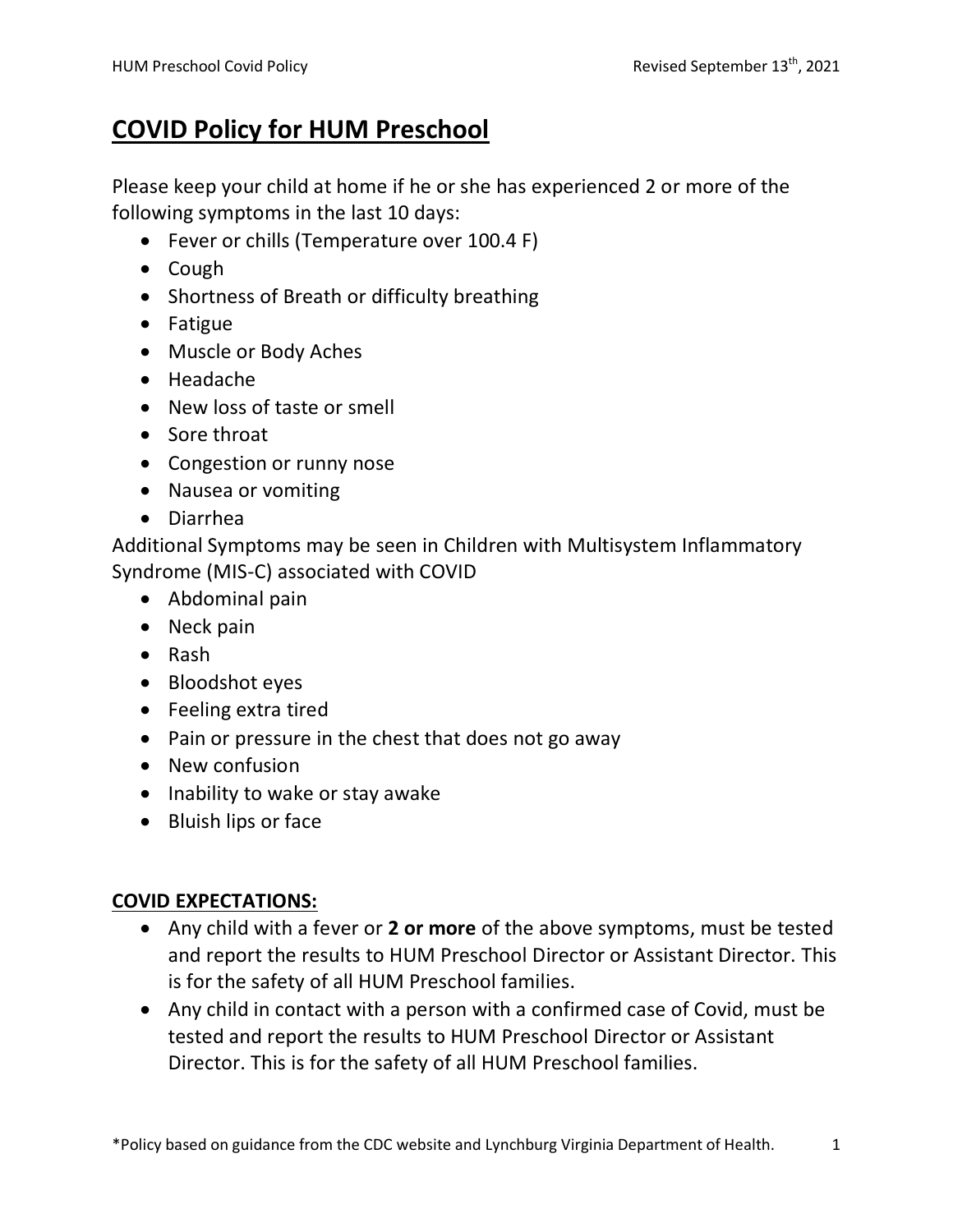# COVID Policy for HUM Preschool

Please keep your child at home if he or she has experienced 2 or more of the following symptoms in the last 10 days:

- Fever or chills (Temperature over 100.4 F)
- Cough
- Shortness of Breath or difficulty breathing
- Fatigue
- Muscle or Body Aches
- Headache
- New loss of taste or smell
- Sore throat
- Congestion or runny nose
- Nausea or vomiting
- Diarrhea

Additional Symptoms may be seen in Children with Multisystem Inflammatory Syndrome (MIS-C) associated with COVID

- Abdominal pain
- Neck pain
- Rash
- Bloodshot eyes
- Feeling extra tired
- Pain or pressure in the chest that does not go away
- New confusion
- Inability to wake or stay awake
- Bluish lips or face

## COVID EXPECTATIONS:

- Any child with a fever or **2 or more** of the above symptoms, must be tested and report the results to HUM Preschool Director or Assistant Director. This is for the safety of all HUM Preschool families.
- Any child in contact with a person with a confirmed case of Covid, must be tested and report the results to HUM Preschool Director or Assistant Director. This is for the safety of all HUM Preschool families.

*Policy based on guidance from the CDC website and Lynchburg Virginia Department of Health.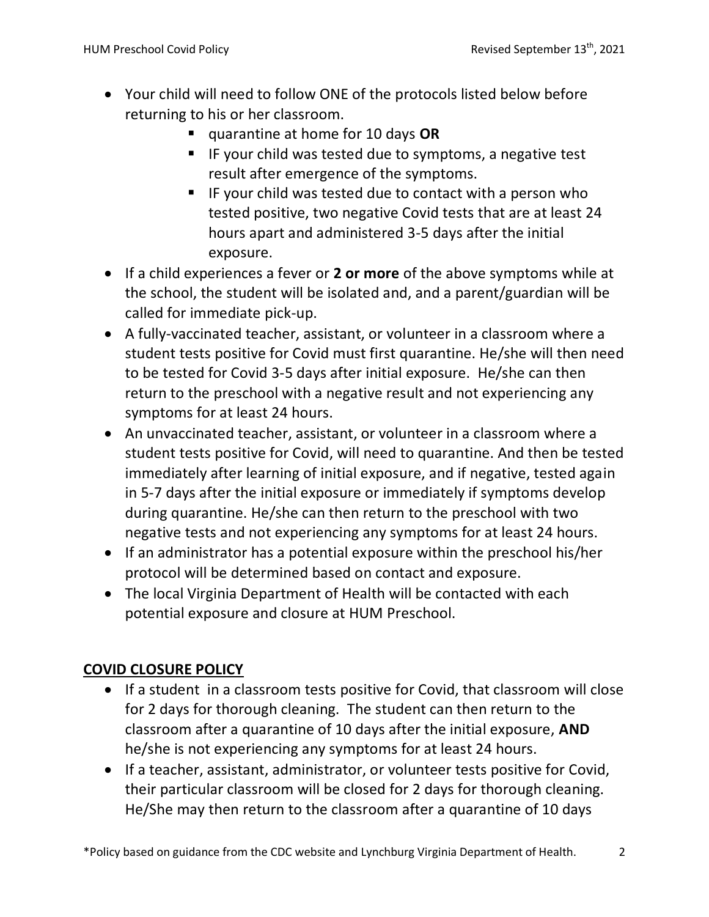- Your child will need to follow ONE of the protocols listed below before returning to his or her classroom.
    - quarantine at home for 10 days **OR**
    - IF your child was tested due to symptoms, a negative test result after emergence of the symptoms.
    - IF your child was tested due to contact with a person who tested positive, two negative Covid tests that are at least 24 hours apart and administered 3-5 days after the initial exposure.
- If a child experiences a fever or **2 or more** of the above symptoms while at the school, the student will be isolated and, and a parent/guardian will be called for immediate pick-up.
- A fully-vaccinated teacher, assistant, or volunteer in a classroom where a student tests positive for Covid must first quarantine. He/she will then need to be tested for Covid 3-5 days after initial exposure. He/she can then return to the preschool with a negative result and not experiencing any symptoms for at least 24 hours.
- An unvaccinated teacher, assistant, or volunteer in a classroom where a student tests positive for Covid, will need to quarantine. And then be tested immediately after learning of initial exposure, and if negative, tested again in 5-7 days after the initial exposure or immediately if symptoms develop during quarantine. He/she can then return to the preschool with two negative tests and not experiencing any symptoms for at least 24 hours.
- If an administrator has a potential exposure within the preschool his/her protocol will be determined based on contact and exposure.
- The local Virginia Department of Health will be contacted with each potential exposure and closure at HUM Preschool.

## COVID CLOSURE POLICY

- If a student in a classroom tests positive for Covid, that classroom will close for 2 days for thorough cleaning. The student can then return to the classroom after a quarantine of 10 days after the initial exposure, **AND** he/she is not experiencing any symptoms for at least 24 hours.
- If a teacher, assistant, administrator, or volunteer tests positive for Covid, their particular classroom will be closed for 2 days for thorough cleaning. He/She may then return to the classroom after a quarantine of 10 days

*Policy based on guidance from the CDC website and Lynchburg Virginia Department of Health.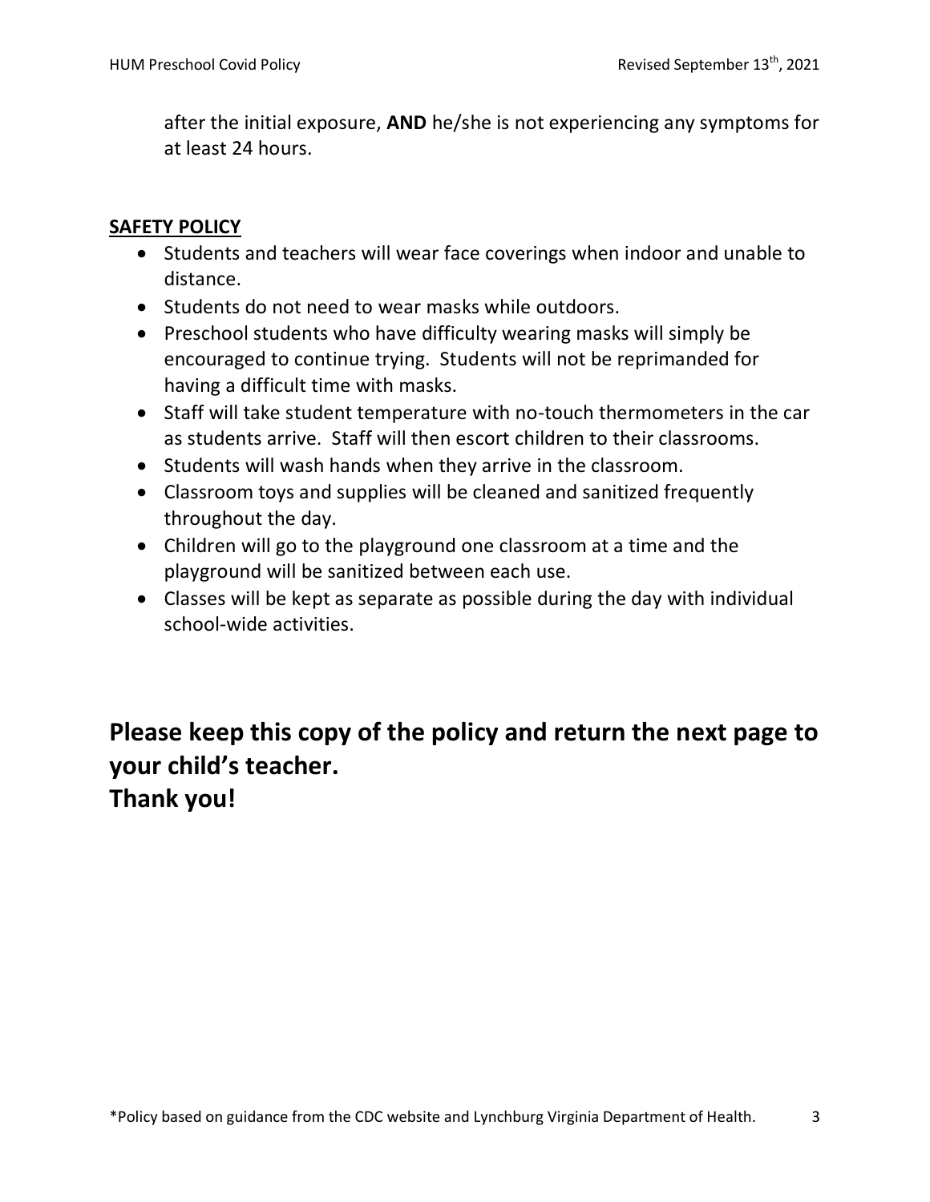after the initial exposure, **AND** he/she is not experiencing any symptoms for at least 24 hours.

**SAFETY POLICY**

- Students and teachers will wear face coverings when indoor and unable to distance.
- Students do not need to wear masks while outdoors.
- Preschool students who have difficulty wearing masks will simply be encouraged to continue trying. Students will not be reprimanded for having a difficult time with masks.
- Staff will take student temperature with no-touch thermometers in the car as students arrive. Staff will then escort children to their classrooms.
- Students will wash hands when they arrive in the classroom.
- Classroom toys and supplies will be cleaned and sanitized frequently throughout the day.
- Children will go to the playground one classroom at a time and the playground will be sanitized between each use.
- Classes will be kept as separate as possible during the day with individual school-wide activities.

## Please keep this copy of the policy and return the next page to your child's teacher.
## Thank you!

*Policy based on guidance from the CDC website and Lynchburg Virginia Department of Health.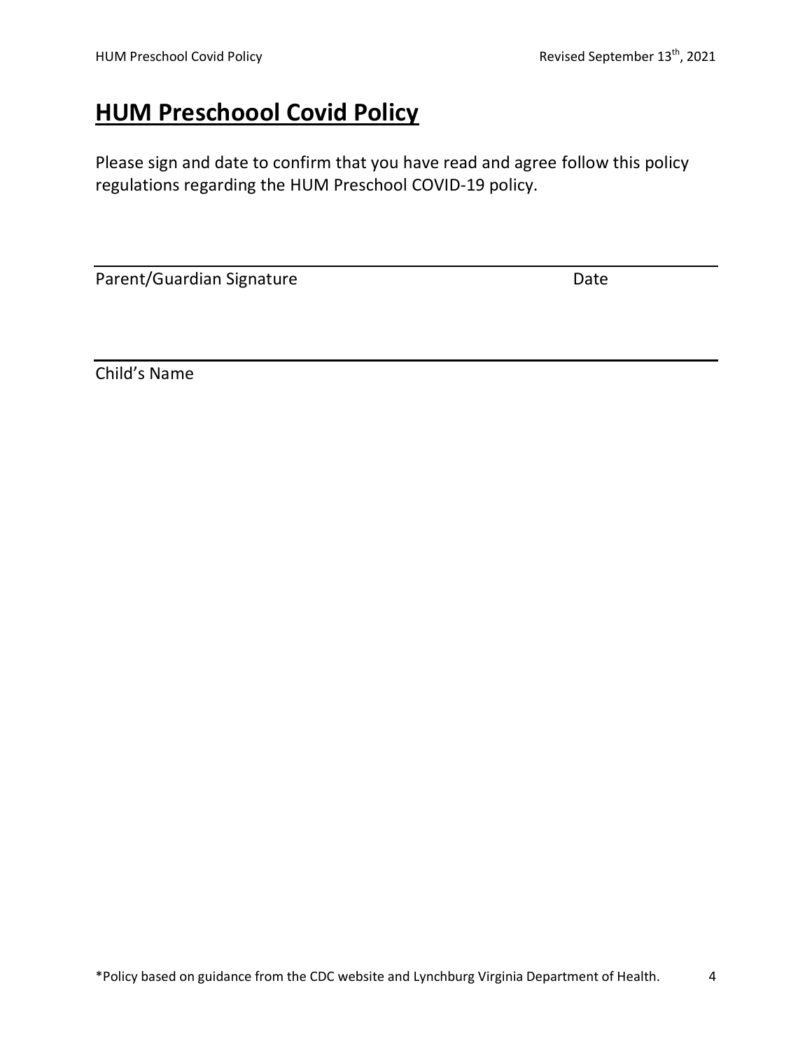# HUM Preschoool Covid Policy

Please sign and date to confirm that you have read and agree follow this policy regulations regarding the HUM Preschool COVID-19 policy.

Parent/Guardian Signature Date

Child's Name

*Policy based on guidance from the CDC website and Lynchburg Virginia Department of Health.